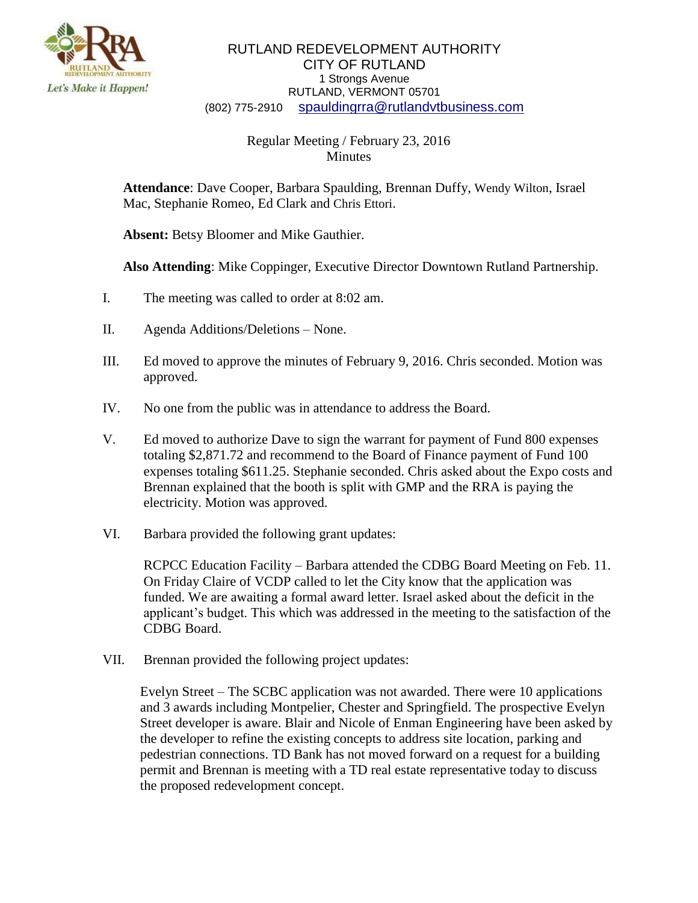RUTLAND REDEVELOPMENT AUTHORITY
CITY OF RUTLAND
1 Strongs Avenue
RUTLAND, VERMONT 05701
(802) 775-2910 spauldingrra@rutlandvtbusiness.com

Regular Meeting / February 23, 2016
Minutes

**Attendance**: Dave Cooper, Barbara Spaulding, Brennan Duffy, Wendy Wilton, Israel Mac, Stephanie Romeo, Ed Clark and Chris Ettori.

**Absent:** Betsy Bloomer and Mike Gauthier.

**Also Attending**: Mike Coppinger, Executive Director Downtown Rutland Partnership.

I. The meeting was called to order at 8:02 am.

II. Agenda Additions/Deletions – None.

III. Ed moved to approve the minutes of February 9, 2016. Chris seconded. Motion was approved.

IV. No one from the public was in attendance to address the Board.

V. Ed moved to authorize Dave to sign the warrant for payment of Fund 800 expenses totaling $2,871.72 and recommend to the Board of Finance payment of Fund 100 expenses totaling $611.25. Stephanie seconded. Chris asked about the Expo costs and Brennan explained that the booth is split with GMP and the RRA is paying the electricity. Motion was approved.

VI. Barbara provided the following grant updates:

RCPCC Education Facility – Barbara attended the CDBG Board Meeting on Feb. 11. On Friday Claire of VCDP called to let the City know that the application was funded. We are awaiting a formal award letter. Israel asked about the deficit in the applicant's budget. This which was addressed in the meeting to the satisfaction of the CDBG Board.

VII. Brennan provided the following project updates:

Evelyn Street – The SCBC application was not awarded. There were 10 applications and 3 awards including Montpelier, Chester and Springfield. The prospective Evelyn Street developer is aware. Blair and Nicole of Enman Engineering have been asked by the developer to refine the existing concepts to address site location, parking and pedestrian connections. TD Bank has not moved forward on a request for a building permit and Brennan is meeting with a TD real estate representative today to discuss the proposed redevelopment concept.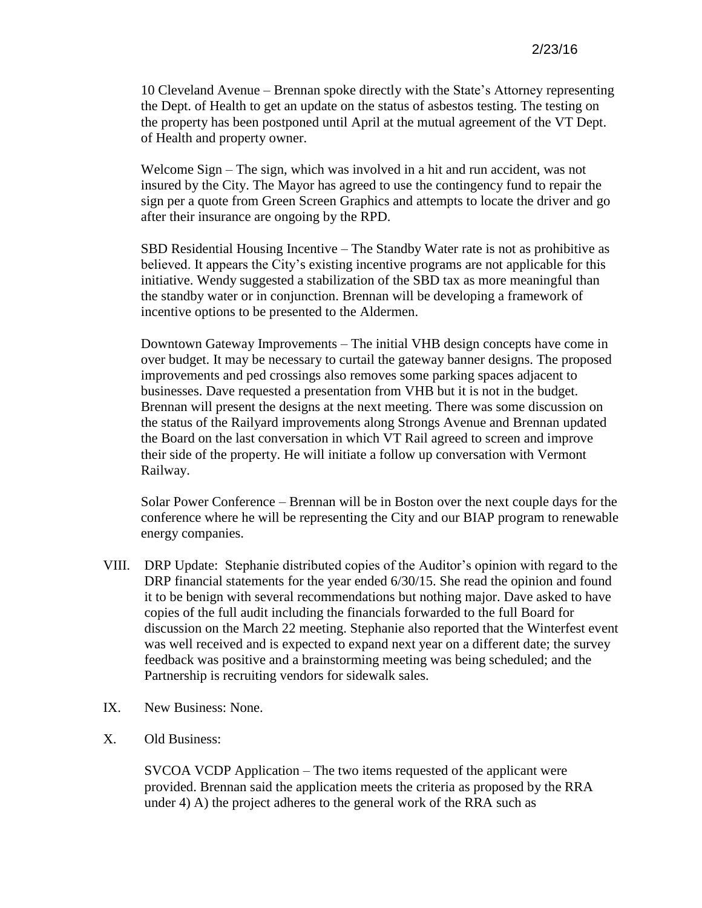10 Cleveland Avenue – Brennan spoke directly with the State's Attorney representing the Dept. of Health to get an update on the status of asbestos testing. The testing on the property has been postponed until April at the mutual agreement of the VT Dept. of Health and property owner.

Welcome Sign – The sign, which was involved in a hit and run accident, was not insured by the City. The Mayor has agreed to use the contingency fund to repair the sign per a quote from Green Screen Graphics and attempts to locate the driver and go after their insurance are ongoing by the RPD.

SBD Residential Housing Incentive – The Standby Water rate is not as prohibitive as believed. It appears the City's existing incentive programs are not applicable for this initiative. Wendy suggested a stabilization of the SBD tax as more meaningful than the standby water or in conjunction. Brennan will be developing a framework of incentive options to be presented to the Aldermen.

Downtown Gateway Improvements – The initial VHB design concepts have come in over budget. It may be necessary to curtail the gateway banner designs. The proposed improvements and ped crossings also removes some parking spaces adjacent to businesses. Dave requested a presentation from VHB but it is not in the budget. Brennan will present the designs at the next meeting. There was some discussion on the status of the Railyard improvements along Strongs Avenue and Brennan updated the Board on the last conversation in which VT Rail agreed to screen and improve their side of the property. He will initiate a follow up conversation with Vermont Railway.

Solar Power Conference – Brennan will be in Boston over the next couple days for the conference where he will be representing the City and our BIAP program to renewable energy companies.

VIII. DRP Update: Stephanie distributed copies of the Auditor's opinion with regard to the DRP financial statements for the year ended 6/30/15. She read the opinion and found it to be benign with several recommendations but nothing major. Dave asked to have copies of the full audit including the financials forwarded to the full Board for discussion on the March 22 meeting. Stephanie also reported that the Winterfest event was well received and is expected to expand next year on a different date; the survey feedback was positive and a brainstorming meeting was being scheduled; and the Partnership is recruiting vendors for sidewalk sales.

IX. New Business: None.

X. Old Business:

SVCOA VCDP Application – The two items requested of the applicant were provided. Brennan said the application meets the criteria as proposed by the RRA under 4) A) the project adheres to the general work of the RRA such as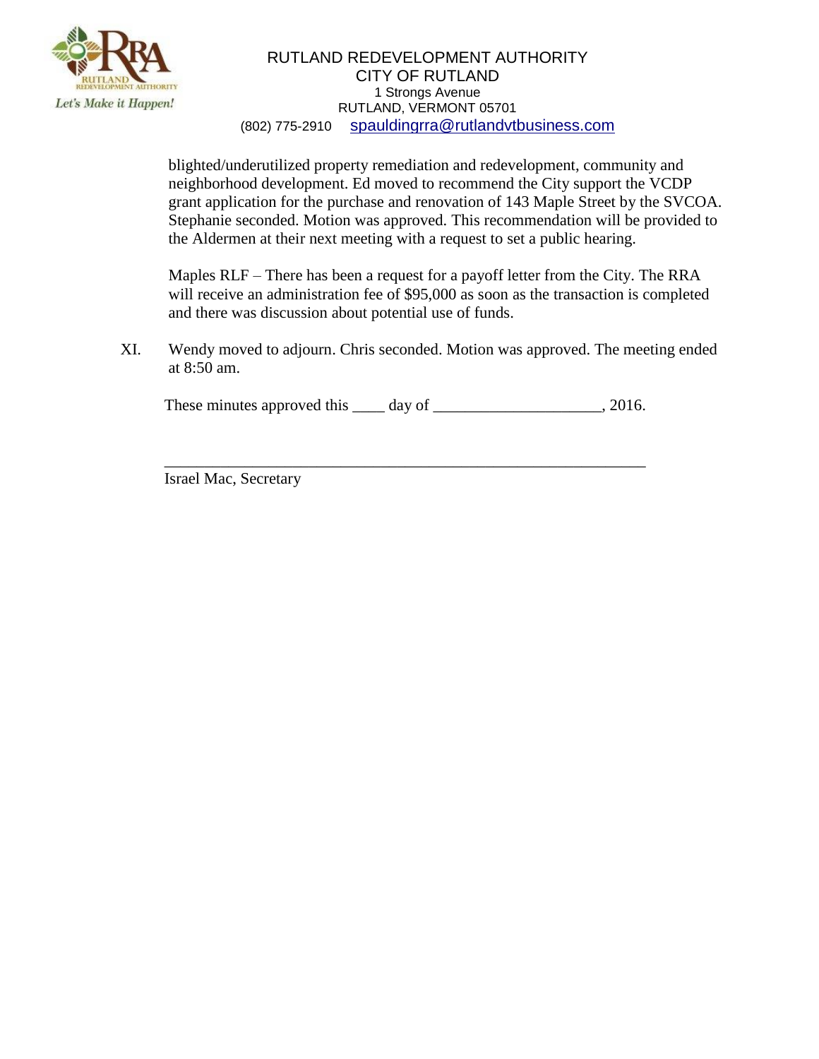blighted/underutilized property remediation and redevelopment, community and neighborhood development. Ed moved to recommend the City support the VCDP grant application for the purchase and renovation of 143 Maple Street by the SVCOA. Stephanie seconded. Motion was approved. This recommendation will be provided to the Aldermen at their next meeting with a request to set a public hearing.

Maples RLF – There has been a request for a payoff letter from the City. The RRA will receive an administration fee of $95,000 as soon as the transaction is completed and there was discussion about potential use of funds.

XI. Wendy moved to adjourn. Chris seconded. Motion was approved. The meeting ended at 8:50 am.

These minutes approved this ____ day of ____________________, 2016.

_______________________________________________________________

Israel Mac, Secretary